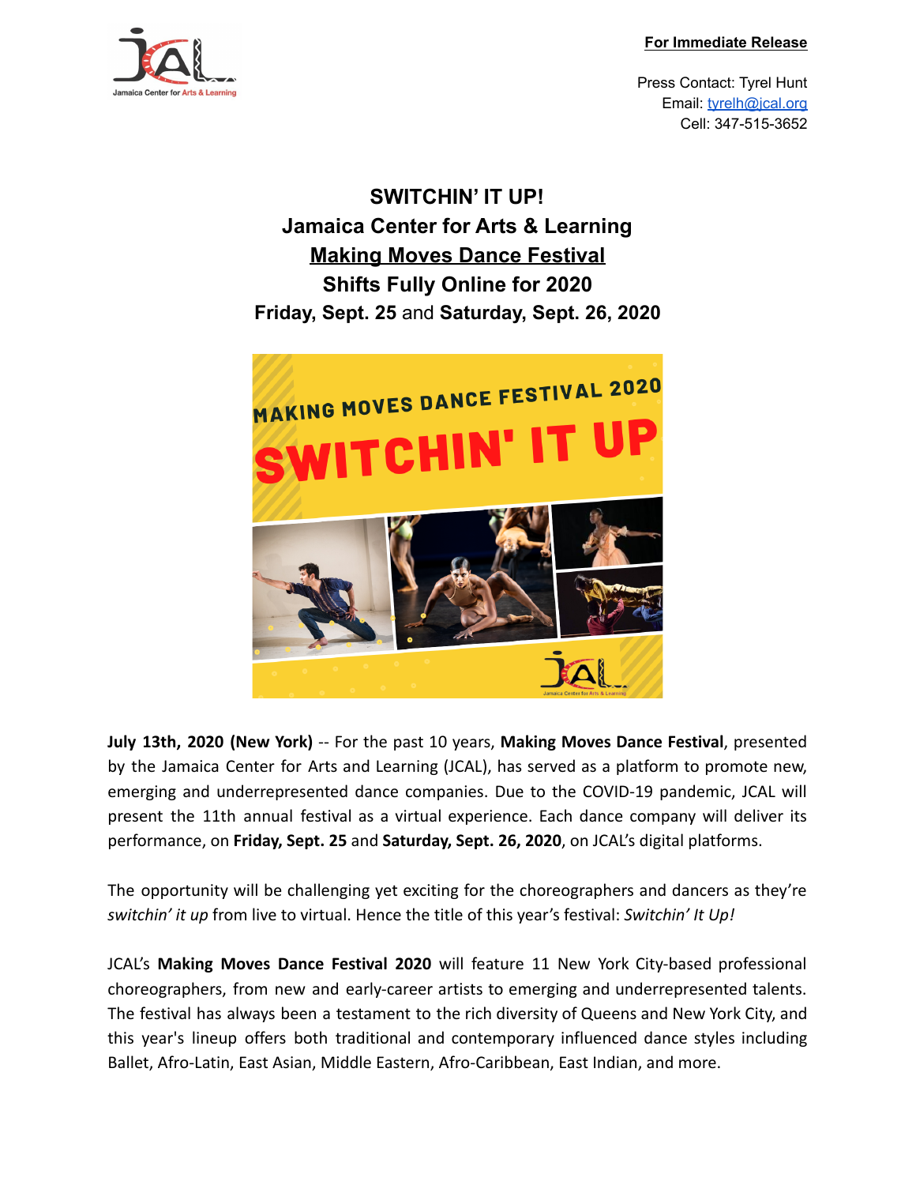**For Immediate Release**

Press Contact: Tyrel Hunt
Email: tyrelh@jcal.org
Cell: 347-515-3652

# SWITCHIN' IT UP!
# Jamaica Center for Arts & Learning
# Making Moves Dance Festival
# Shifts Fully Online for 2020
# Friday, Sept. 25 and Saturday, Sept. 26, 2020

**July 13th, 2020 (New York)** -- For the past 10 years, **Making Moves Dance Festival**, presented by the Jamaica Center for Arts and Learning (JCAL), has served as a platform to promote new, emerging and underrepresented dance companies. Due to the COVID-19 pandemic, JCAL will present the 11th annual festival as a virtual experience. Each dance company will deliver its performance, on **Friday, Sept. 25** and **Saturday, Sept. 26, 2020**, on JCAL's digital platforms.

The opportunity will be challenging yet exciting for the choreographers and dancers as they're *switchin' it up* from live to virtual. Hence the title of this year's festival: *Switchin' It Up!*

JCAL's **Making Moves Dance Festival 2020** will feature 11 New York City-based professional choreographers, from new and early-career artists to emerging and underrepresented talents. The festival has always been a testament to the rich diversity of Queens and New York City, and this year's lineup offers both traditional and contemporary influenced dance styles including Ballet, Afro-Latin, East Asian, Middle Eastern, Afro-Caribbean, East Indian, and more.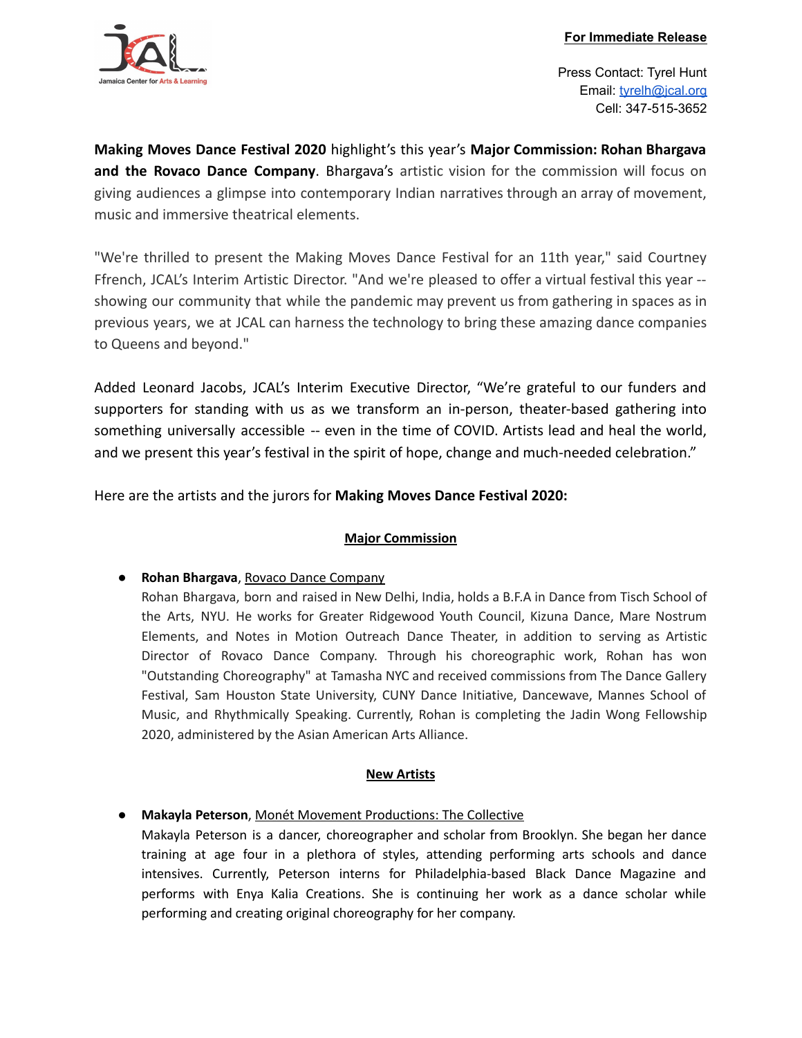**For Immediate Release**

Press Contact: Tyrel Hunt
Email: tyrelh@jcal.org
Cell: 347-515-3652

**Making Moves Dance Festival 2020** highlight's this year's **Major Commission: Rohan Bhargava and the Rovaco Dance Company**. Bhargava's artistic vision for the commission will focus on giving audiences a glimpse into contemporary Indian narratives through an array of movement, music and immersive theatrical elements.

"We're thrilled to present the Making Moves Dance Festival for an 11th year," said Courtney Ffrench, JCAL's Interim Artistic Director. "And we're pleased to offer a virtual festival this year -- showing our community that while the pandemic may prevent us from gathering in spaces as in previous years, we at JCAL can harness the technology to bring these amazing dance companies to Queens and beyond."

Added Leonard Jacobs, JCAL's Interim Executive Director, "We're grateful to our funders and supporters for standing with us as we transform an in-person, theater-based gathering into something universally accessible -- even in the time of COVID. Artists lead and heal the world, and we present this year's festival in the spirit of hope, change and much-needed celebration."

Here are the artists and the jurors for **Making Moves Dance Festival 2020:**

## Major Commission

- **Rohan Bhargava**, Rovaco Dance Company
  Rohan Bhargava, born and raised in New Delhi, India, holds a B.F.A in Dance from Tisch School of the Arts, NYU. He works for Greater Ridgewood Youth Council, Kizuna Dance, Mare Nostrum Elements, and Notes in Motion Outreach Dance Theater, in addition to serving as Artistic Director of Rovaco Dance Company. Through his choreographic work, Rohan has won "Outstanding Choreography" at Tamasha NYC and received commissions from The Dance Gallery Festival, Sam Houston State University, CUNY Dance Initiative, Dancewave, Mannes School of Music, and Rhythmically Speaking. Currently, Rohan is completing the Jadin Wong Fellowship 2020, administered by the Asian American Arts Alliance.

## New Artists

- **Makayla Peterson**, Monét Movement Productions: The Collective
  Makayla Peterson is a dancer, choreographer and scholar from Brooklyn. She began her dance training at age four in a plethora of styles, attending performing arts schools and dance intensives. Currently, Peterson interns for Philadelphia-based Black Dance Magazine and performs with Enya Kalia Creations. She is continuing her work as a dance scholar while performing and creating original choreography for her company.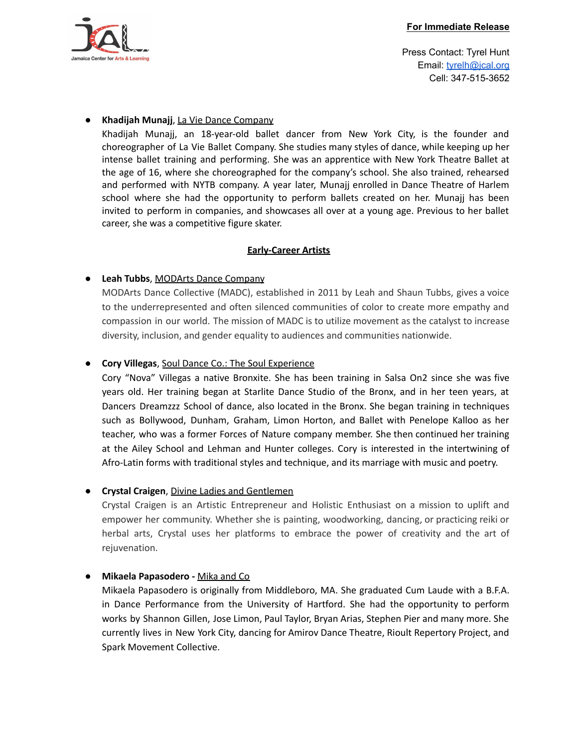- **Khadijah Munajj**, La Vie Dance Company
  Khadijah Munajj, an 18-year-old ballet dancer from New York City, is the founder and choreographer of La Vie Ballet Company. She studies many styles of dance, while keeping up her intense ballet training and performing. She was an apprentice with New York Theatre Ballet at the age of 16, where she choreographed for the company's school. She also trained, rehearsed and performed with NYTB company. A year later, Munajj enrolled in Dance Theatre of Harlem school where she had the opportunity to perform ballets created on her. Munajj has been invited to perform in companies, and showcases all over at a young age. Previous to her ballet career, she was a competitive figure skater.

## Early-Career Artists

- **Leah Tubbs**, MODArts Dance Company
  MODArts Dance Collective (MADC), established in 2011 by Leah and Shaun Tubbs, gives a voice to the underrepresented and often silenced communities of color to create more empathy and compassion in our world. The mission of MADC is to utilize movement as the catalyst to increase diversity, inclusion, and gender equality to audiences and communities nationwide.

- **Cory Villegas**, Soul Dance Co.: The Soul Experience
  Cory "Nova" Villegas a native Bronxite. She has been training in Salsa On2 since she was five years old. Her training began at Starlite Dance Studio of the Bronx, and in her teen years, at Dancers Dreamzzz School of dance, also located in the Bronx. She began training in techniques such as Bollywood, Dunham, Graham, Limon Horton, and Ballet with Penelope Kalloo as her teacher, who was a former Forces of Nature company member. She then continued her training at the Ailey School and Lehman and Hunter colleges. Cory is interested in the intertwining of Afro-Latin forms with traditional styles and technique, and its marriage with music and poetry.

- **Crystal Craigen**, Divine Ladies and Gentlemen
  Crystal Craigen is an Artistic Entrepreneur and Holistic Enthusiast on a mission to uplift and empower her community. Whether she is painting, woodworking, dancing, or practicing reiki or herbal arts, Crystal uses her platforms to embrace the power of creativity and the art of rejuvenation.

- **Mikaela Papasodero** - Mika and Co
  Mikaela Papasodero is originally from Middleboro, MA. She graduated Cum Laude with a B.F.A. in Dance Performance from the University of Hartford. She had the opportunity to perform works by Shannon Gillen, Jose Limon, Paul Taylor, Bryan Arias, Stephen Pier and many more. She currently lives in New York City, dancing for Amirov Dance Theatre, Rioult Repertory Project, and Spark Movement Collective.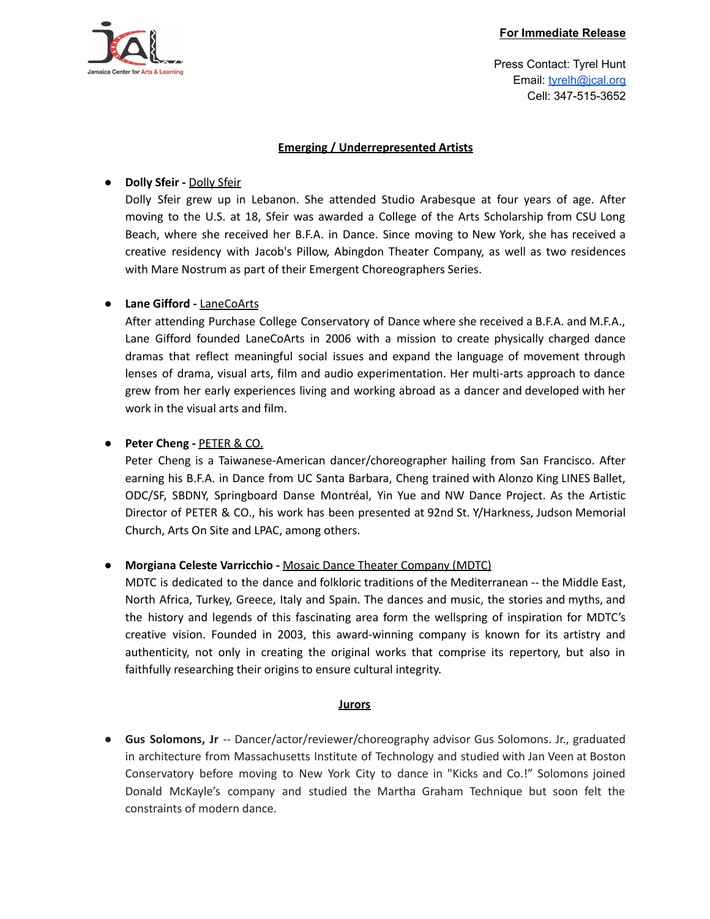**For Immediate Release**

Press Contact: Tyrel Hunt
Email: tyrelh@jcal.org
Cell: 347-515-3652

## Emerging / Underrepresented Artists

- **Dolly Sfeir -** Dolly Sfeir
  Dolly Sfeir grew up in Lebanon. She attended Studio Arabesque at four years of age. After moving to the U.S. at 18, Sfeir was awarded a College of the Arts Scholarship from CSU Long Beach, where she received her B.F.A. in Dance. Since moving to New York, she has received a creative residency with Jacob's Pillow, Abingdon Theater Company, as well as two residences with Mare Nostrum as part of their Emergent Choreographers Series.

- **Lane Gifford -** LaneCoArts
  After attending Purchase College Conservatory of Dance where she received a B.F.A. and M.F.A., Lane Gifford founded LaneCoArts in 2006 with a mission to create physically charged dance dramas that reflect meaningful social issues and expand the language of movement through lenses of drama, visual arts, film and audio experimentation. Her multi-arts approach to dance grew from her early experiences living and working abroad as a dancer and developed with her work in the visual arts and film.

- **Peter Cheng -** PETER & CO.
  Peter Cheng is a Taiwanese-American dancer/choreographer hailing from San Francisco. After earning his B.F.A. in Dance from UC Santa Barbara, Cheng trained with Alonzo King LINES Ballet, ODC/SF, SBDNY, Springboard Danse Montréal, Yin Yue and NW Dance Project. As the Artistic Director of PETER & CO., his work has been presented at 92nd St. Y/Harkness, Judson Memorial Church, Arts On Site and LPAC, among others.

- **Morgiana Celeste Varricchio -** Mosaic Dance Theater Company (MDTC)
  MDTC is dedicated to the dance and folkloric traditions of the Mediterranean -- the Middle East, North Africa, Turkey, Greece, Italy and Spain. The dances and music, the stories and myths, and the history and legends of this fascinating area form the wellspring of inspiration for MDTC's creative vision. Founded in 2003, this award-winning company is known for its artistry and authenticity, not only in creating the original works that comprise its repertory, but also in faithfully researching their origins to ensure cultural integrity.

## Jurors

- **Gus Solomons, Jr** -- Dancer/actor/reviewer/choreography advisor Gus Solomons. Jr., graduated in architecture from Massachusetts Institute of Technology and studied with Jan Veen at Boston Conservatory before moving to New York City to dance in "Kicks and Co.!" Solomons joined Donald McKayle's company and studied the Martha Graham Technique but soon felt the constraints of modern dance.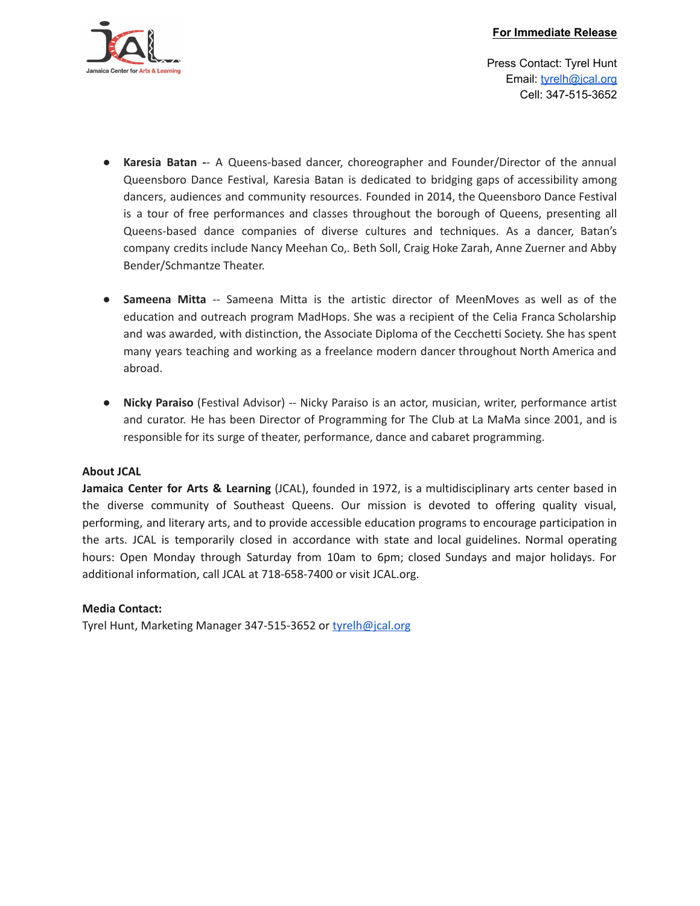**For Immediate Release**

Press Contact: Tyrel Hunt
Email: tyrelh@jcal.org
Cell: 347-515-3652

- **Karesia Batan --** A Queens-based dancer, choreographer and Founder/Director of the annual Queensboro Dance Festival, Karesia Batan is dedicated to bridging gaps of accessibility among dancers, audiences and community resources. Founded in 2014, the Queensboro Dance Festival is a tour of free performances and classes throughout the borough of Queens, presenting all Queens-based dance companies of diverse cultures and techniques. As a dancer, Batan's company credits include Nancy Meehan Co,. Beth Soll, Craig Hoke Zarah, Anne Zuerner and Abby Bender/Schmantze Theater.

- **Sameena Mitta** -- Sameena Mitta is the artistic director of MeenMoves as well as of the education and outreach program MadHops. She was a recipient of the Celia Franca Scholarship and was awarded, with distinction, the Associate Diploma of the Cecchetti Society. She has spent many years teaching and working as a freelance modern dancer throughout North America and abroad.

- **Nicky Paraiso** (Festival Advisor) -- Nicky Paraiso is an actor, musician, writer, performance artist and curator. He has been Director of Programming for The Club at La MaMa since 2001, and is responsible for its surge of theater, performance, dance and cabaret programming.

**About JCAL**

**Jamaica Center for Arts & Learning** (JCAL), founded in 1972, is a multidisciplinary arts center based in the diverse community of Southeast Queens. Our mission is devoted to offering quality visual, performing, and literary arts, and to provide accessible education programs to encourage participation in the arts. JCAL is temporarily closed in accordance with state and local guidelines. Normal operating hours: Open Monday through Saturday from 10am to 6pm; closed Sundays and major holidays. For additional information, call JCAL at 718-658-7400 or visit JCAL.org.

**Media Contact:**

Tyrel Hunt, Marketing Manager 347-515-3652 or tyrelh@jcal.org